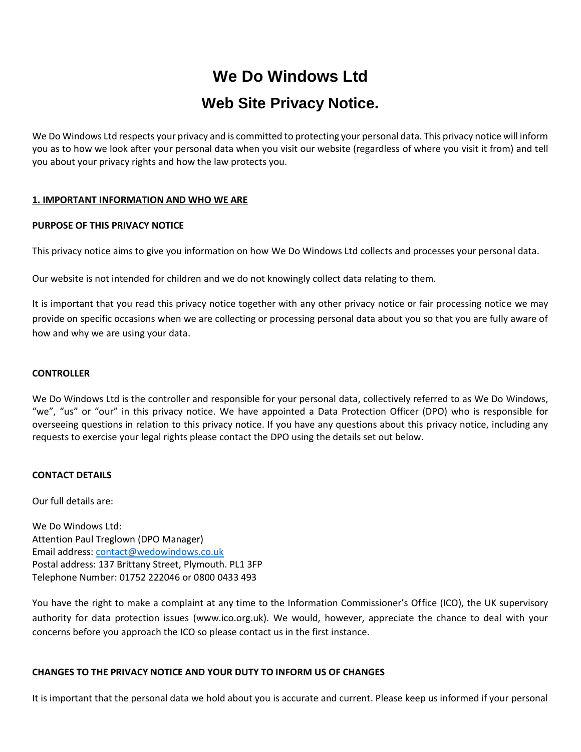# We Do Windows Ltd

## Web Site Privacy Notice.

We Do Windows Ltd respects your privacy and is committed to protecting your personal data. This privacy notice will inform you as to how we look after your personal data when you visit our website (regardless of where you visit it from) and tell you about your privacy rights and how the law protects you.

### 1. IMPORTANT INFORMATION AND WHO WE ARE

**PURPOSE OF THIS PRIVACY NOTICE**

This privacy notice aims to give you information on how We Do Windows Ltd collects and processes your personal data.

Our website is not intended for children and we do not knowingly collect data relating to them.

It is important that you read this privacy notice together with any other privacy notice or fair processing notice we may provide on specific occasions when we are collecting or processing personal data about you so that you are fully aware of how and why we are using your data.

**CONTROLLER**

We Do Windows Ltd is the controller and responsible for your personal data, collectively referred to as We Do Windows, "we", "us" or "our" in this privacy notice. We have appointed a Data Protection Officer (DPO) who is responsible for overseeing questions in relation to this privacy notice. If you have any questions about this privacy notice, including any requests to exercise your legal rights please contact the DPO using the details set out below.

**CONTACT DETAILS**

Our full details are:

We Do Windows Ltd:
Attention Paul Treglown (DPO Manager)
Email address: contact@wedowindows.co.uk
Postal address: 137 Brittany Street, Plymouth. PL1 3FP
Telephone Number: 01752 222046 or 0800 0433 493

You have the right to make a complaint at any time to the Information Commissioner's Office (ICO), the UK supervisory authority for data protection issues (www.ico.org.uk). We would, however, appreciate the chance to deal with your concerns before you approach the ICO so please contact us in the first instance.

**CHANGES TO THE PRIVACY NOTICE AND YOUR DUTY TO INFORM US OF CHANGES**

It is important that the personal data we hold about you is accurate and current. Please keep us informed if your personal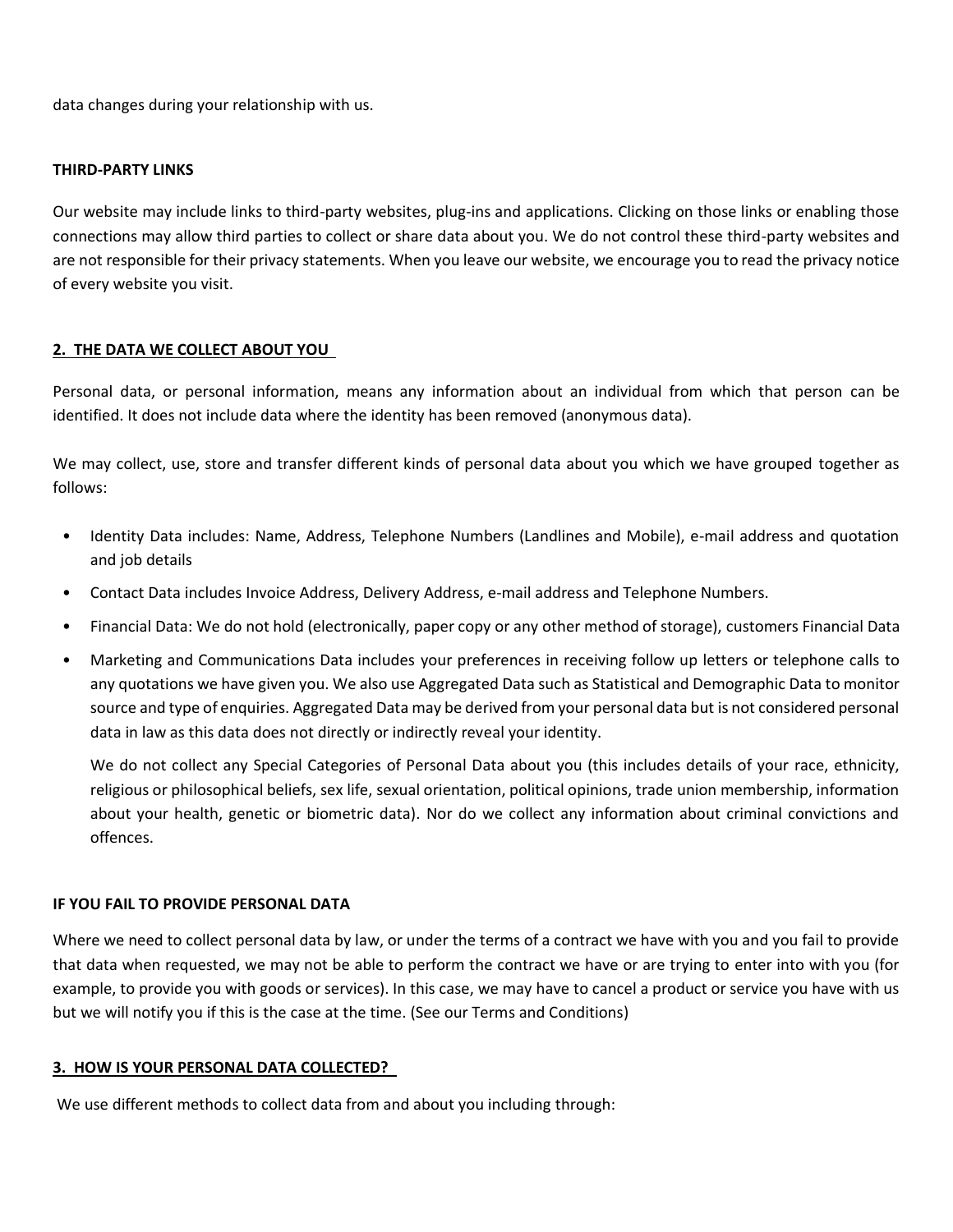data changes during your relationship with us.

**THIRD-PARTY LINKS**

Our website may include links to third-party websites, plug-ins and applications. Clicking on those links or enabling those connections may allow third parties to collect or share data about you. We do not control these third-party websites and are not responsible for their privacy statements. When you leave our website, we encourage you to read the privacy notice of every website you visit.

## 2. THE DATA WE COLLECT ABOUT YOU

Personal data, or personal information, means any information about an individual from which that person can be identified. It does not include data where the identity has been removed (anonymous data).

We may collect, use, store and transfer different kinds of personal data about you which we have grouped together as follows:

- Identity Data includes: Name, Address, Telephone Numbers (Landlines and Mobile), e-mail address and quotation and job details
- Contact Data includes Invoice Address, Delivery Address, e-mail address and Telephone Numbers.
- Financial Data: We do not hold (electronically, paper copy or any other method of storage), customers Financial Data
- Marketing and Communications Data includes your preferences in receiving follow up letters or telephone calls to any quotations we have given you. We also use Aggregated Data such as Statistical and Demographic Data to monitor source and type of enquiries. Aggregated Data may be derived from your personal data but is not considered personal data in law as this data does not directly or indirectly reveal your identity.

  We do not collect any Special Categories of Personal Data about you (this includes details of your race, ethnicity, religious or philosophical beliefs, sex life, sexual orientation, political opinions, trade union membership, information about your health, genetic or biometric data). Nor do we collect any information about criminal convictions and offences.

**IF YOU FAIL TO PROVIDE PERSONAL DATA**

Where we need to collect personal data by law, or under the terms of a contract we have with you and you fail to provide that data when requested, we may not be able to perform the contract we have or are trying to enter into with you (for example, to provide you with goods or services). In this case, we may have to cancel a product or service you have with us but we will notify you if this is the case at the time. (See our Terms and Conditions)

## 3. HOW IS YOUR PERSONAL DATA COLLECTED?

We use different methods to collect data from and about you including through: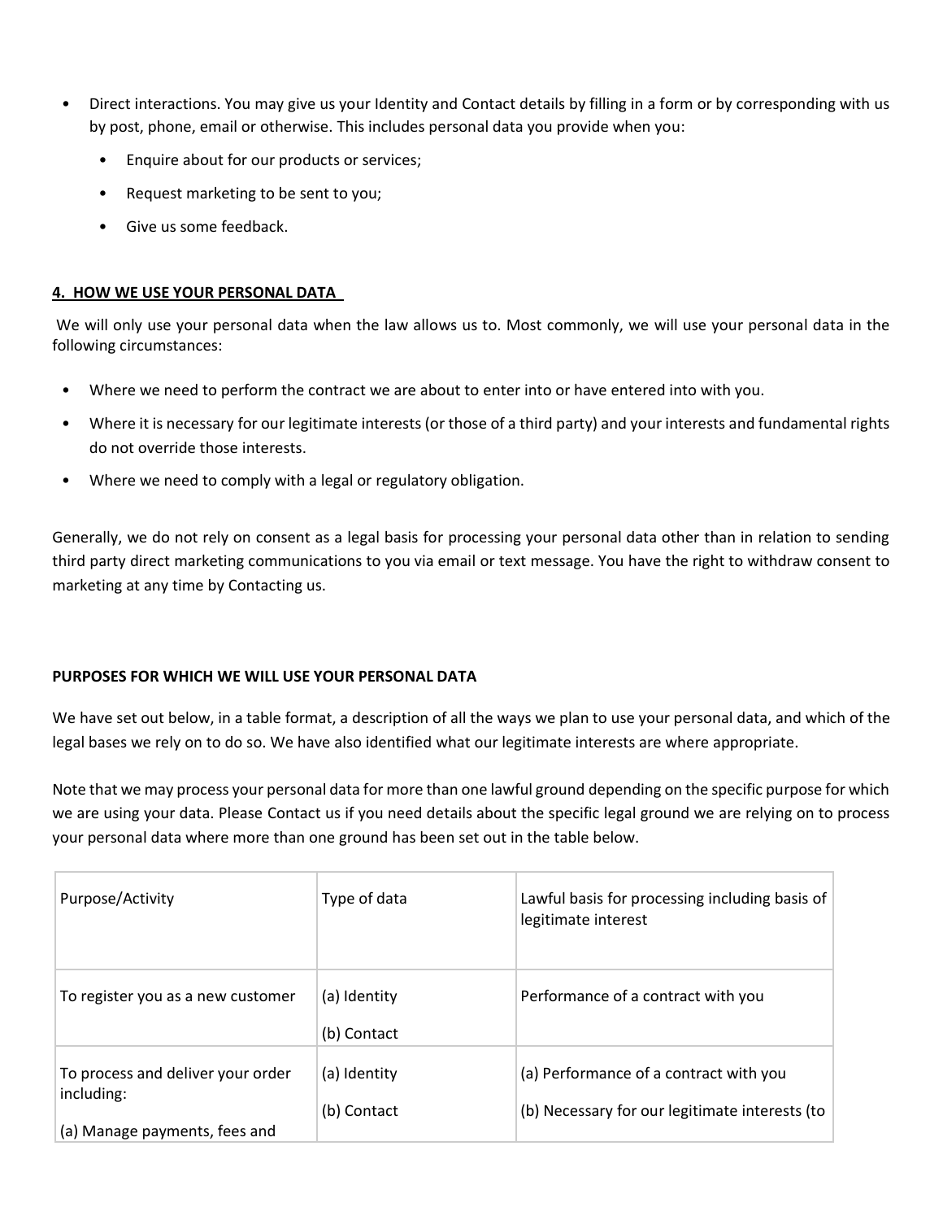- Direct interactions. You may give us your Identity and Contact details by filling in a form or by corresponding with us by post, phone, email or otherwise. This includes personal data you provide when you:
  - Enquire about for our products or services;
  - Request marketing to be sent to you;
  - Give us some feedback.

## 4. HOW WE USE YOUR PERSONAL DATA

We will only use your personal data when the law allows us to. Most commonly, we will use your personal data in the following circumstances:

- Where we need to perform the contract we are about to enter into or have entered into with you.
- Where it is necessary for our legitimate interests (or those of a third party) and your interests and fundamental rights do not override those interests.
- Where we need to comply with a legal or regulatory obligation.

Generally, we do not rely on consent as a legal basis for processing your personal data other than in relation to sending third party direct marketing communications to you via email or text message. You have the right to withdraw consent to marketing at any time by Contacting us.

### PURPOSES FOR WHICH WE WILL USE YOUR PERSONAL DATA

We have set out below, in a table format, a description of all the ways we plan to use your personal data, and which of the legal bases we rely on to do so. We have also identified what our legitimate interests are where appropriate.

Note that we may process your personal data for more than one lawful ground depending on the specific purpose for which we are using your data. Please Contact us if you need details about the specific legal ground we are relying on to process your personal data where more than one ground has been set out in the table below.

| Purpose/Activity | Type of data | Lawful basis for processing including basis of legitimate interest |
| --- | --- | --- |
| To register you as a new customer | (a) Identity<br>(b) Contact | Performance of a contract with you |
| To process and deliver your order including:<br>(a) Manage payments, fees and | (a) Identity<br>(b) Contact | (a) Performance of a contract with you<br>(b) Necessary for our legitimate interests (to |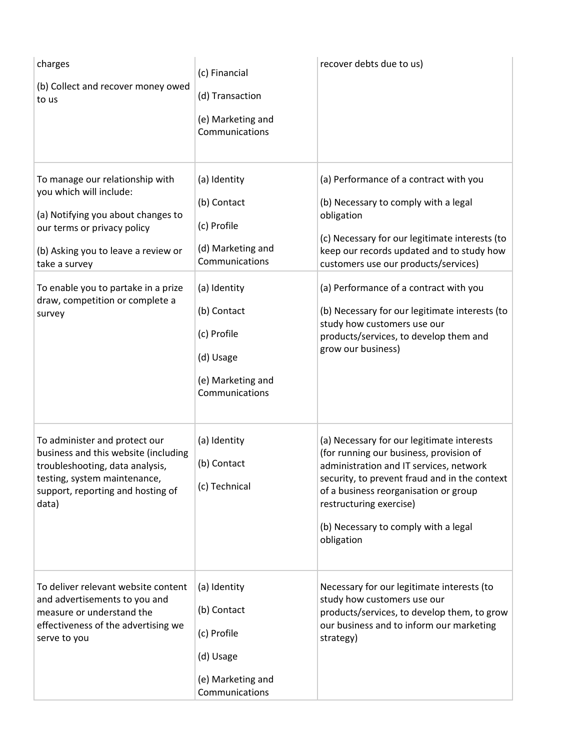| | | |
|---|---|---|
| charges<br><br>(b) Collect and recover money owed to us | (c) Financial<br><br>(d) Transaction<br><br>(e) Marketing and Communications | recover debts due to us) |
| To manage our relationship with you which will include:<br><br>(a) Notifying you about changes to our terms or privacy policy<br><br>(b) Asking you to leave a review or take a survey | (a) Identity<br><br>(b) Contact<br><br>(c) Profile<br><br>(d) Marketing and Communications | (a) Performance of a contract with you<br><br>(b) Necessary to comply with a legal obligation<br><br>(c) Necessary for our legitimate interests (to keep our records updated and to study how customers use our products/services) |
| To enable you to partake in a prize draw, competition or complete a survey | (a) Identity<br><br>(b) Contact<br><br>(c) Profile<br><br>(d) Usage<br><br>(e) Marketing and Communications | (a) Performance of a contract with you<br><br>(b) Necessary for our legitimate interests (to study how customers use our products/services, to develop them and grow our business) |
| To administer and protect our business and this website (including troubleshooting, data analysis, testing, system maintenance, support, reporting and hosting of data) | (a) Identity<br><br>(b) Contact<br><br>(c) Technical | (a) Necessary for our legitimate interests (for running our business, provision of administration and IT services, network security, to prevent fraud and in the context of a business reorganisation or group restructuring exercise)<br><br>(b) Necessary to comply with a legal obligation |
| To deliver relevant website content and advertisements to you and measure or understand the effectiveness of the advertising we serve to you | (a) Identity<br><br>(b) Contact<br><br>(c) Profile<br><br>(d) Usage<br><br>(e) Marketing and Communications | Necessary for our legitimate interests (to study how customers use our products/services, to develop them, to grow our business and to inform our marketing strategy) |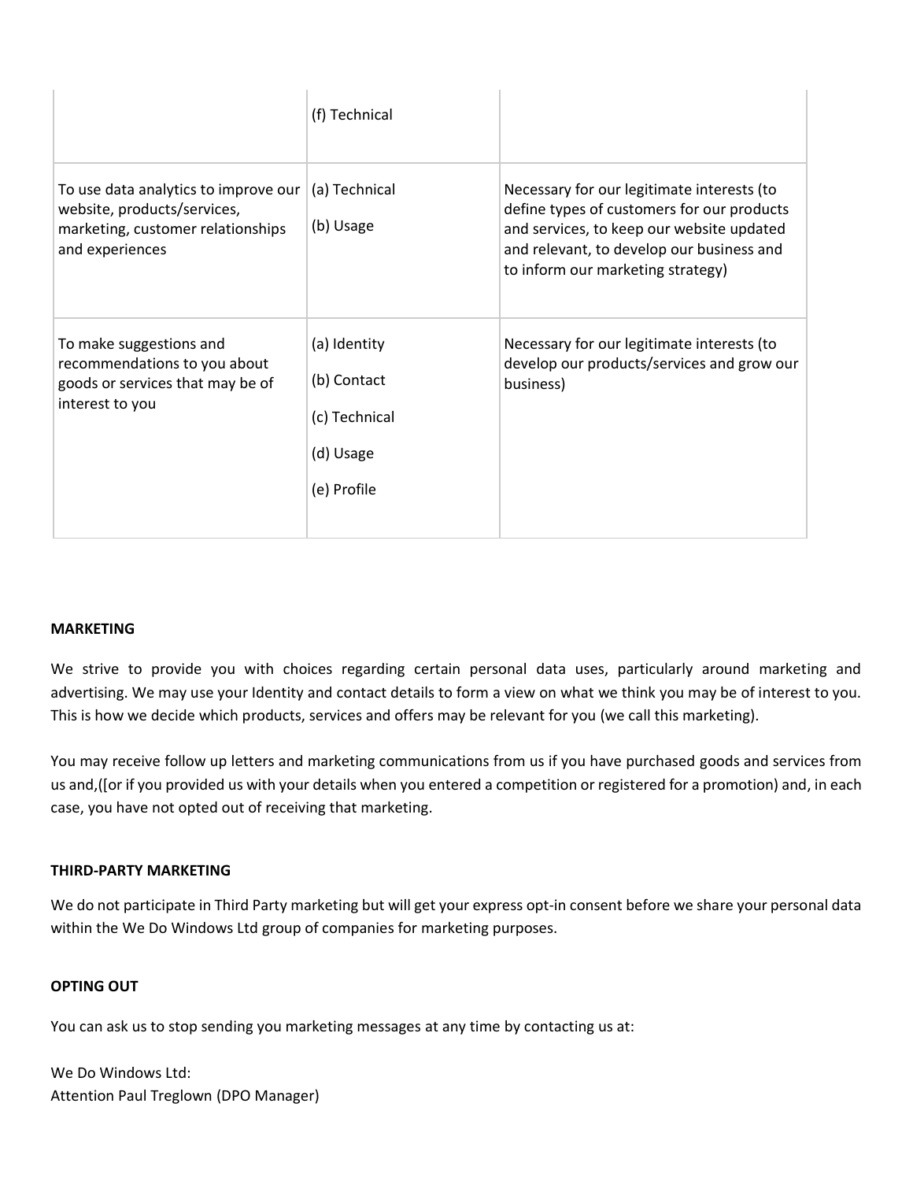| | | |
|---|---|---|
| | (f) Technical | |
| To use data analytics to improve our website, products/services, marketing, customer relationships and experiences | (a) Technical<br><br>(b) Usage | Necessary for our legitimate interests (to define types of customers for our products and services, to keep our website updated and relevant, to develop our business and to inform our marketing strategy) |
| To make suggestions and recommendations to you about goods or services that may be of interest to you | (a) Identity<br><br>(b) Contact<br><br>(c) Technical<br><br>(d) Usage<br><br>(e) Profile | Necessary for our legitimate interests (to develop our products/services and grow our business) |

**MARKETING**

We strive to provide you with choices regarding certain personal data uses, particularly around marketing and advertising. We may use your Identity and contact details to form a view on what we think you may be of interest to you. This is how we decide which products, services and offers may be relevant for you (we call this marketing).

You may receive follow up letters and marketing communications from us if you have purchased goods and services from us and,([or if you provided us with your details when you entered a competition or registered for a promotion) and, in each case, you have not opted out of receiving that marketing.

**THIRD-PARTY MARKETING**

We do not participate in Third Party marketing but will get your express opt-in consent before we share your personal data within the We Do Windows Ltd group of companies for marketing purposes.

**OPTING OUT**

You can ask us to stop sending you marketing messages at any time by contacting us at:

We Do Windows Ltd:
Attention Paul Treglown (DPO Manager)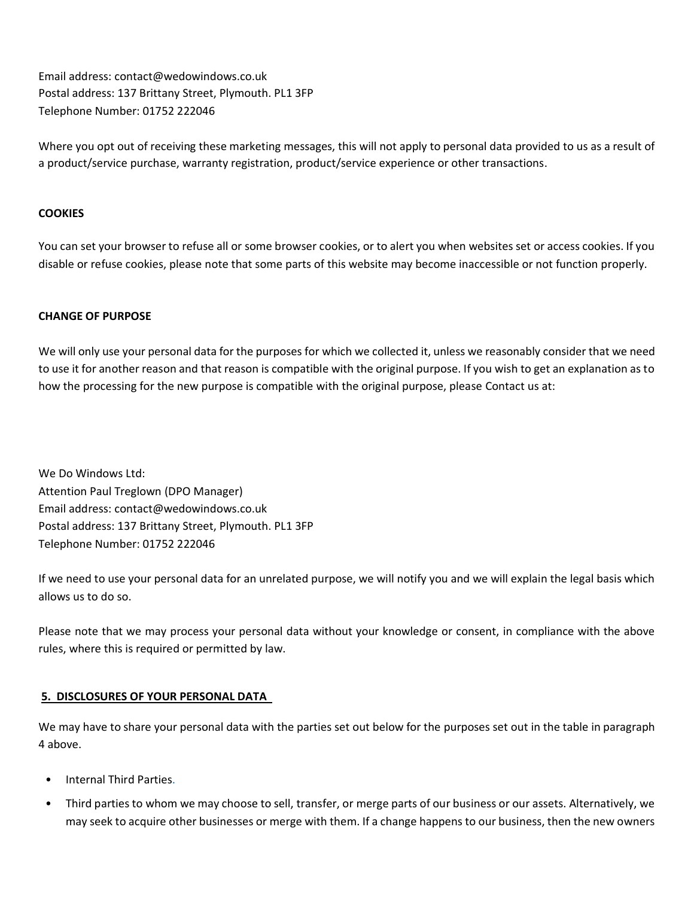Email address: contact@wedowindows.co.uk
Postal address: 137 Brittany Street, Plymouth. PL1 3FP
Telephone Number: 01752 222046

Where you opt out of receiving these marketing messages, this will not apply to personal data provided to us as a result of a product/service purchase, warranty registration, product/service experience or other transactions.

**COOKIES**

You can set your browser to refuse all or some browser cookies, or to alert you when websites set or access cookies. If you disable or refuse cookies, please note that some parts of this website may become inaccessible or not function properly.

**CHANGE OF PURPOSE**

We will only use your personal data for the purposes for which we collected it, unless we reasonably consider that we need to use it for another reason and that reason is compatible with the original purpose. If you wish to get an explanation as to how the processing for the new purpose is compatible with the original purpose, please Contact us at:

We Do Windows Ltd:
Attention Paul Treglown (DPO Manager)
Email address: contact@wedowindows.co.uk
Postal address: 137 Brittany Street, Plymouth. PL1 3FP
Telephone Number: 01752 222046

If we need to use your personal data for an unrelated purpose, we will notify you and we will explain the legal basis which allows us to do so.

Please note that we may process your personal data without your knowledge or consent, in compliance with the above rules, where this is required or permitted by law.

## 5. DISCLOSURES OF YOUR PERSONAL DATA

We may have to share your personal data with the parties set out below for the purposes set out in the table in paragraph 4 above.

- Internal Third Parties.
- Third parties to whom we may choose to sell, transfer, or merge parts of our business or our assets. Alternatively, we may seek to acquire other businesses or merge with them. If a change happens to our business, then the new owners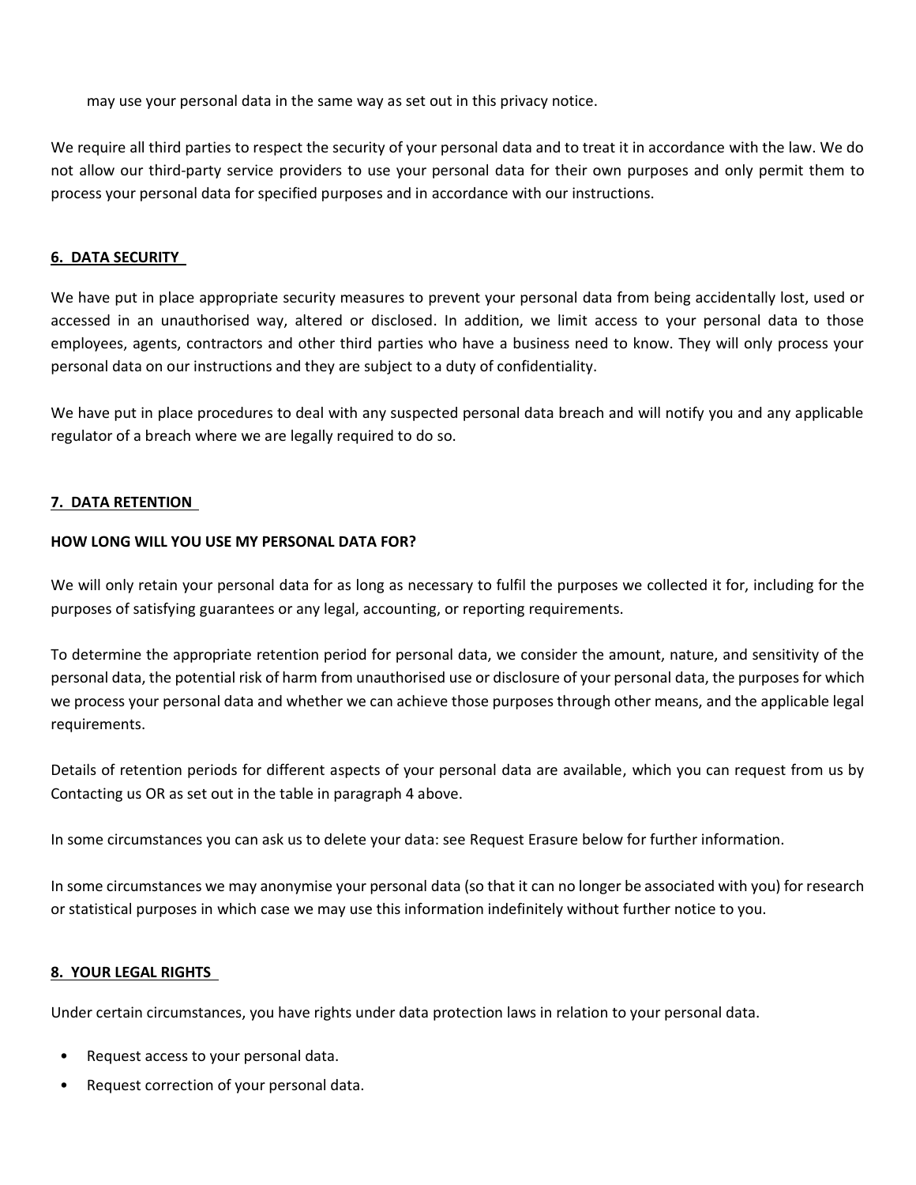may use your personal data in the same way as set out in this privacy notice.

We require all third parties to respect the security of your personal data and to treat it in accordance with the law. We do not allow our third-party service providers to use your personal data for their own purposes and only permit them to process your personal data for specified purposes and in accordance with our instructions.

## 6. DATA SECURITY

We have put in place appropriate security measures to prevent your personal data from being accidentally lost, used or accessed in an unauthorised way, altered or disclosed. In addition, we limit access to your personal data to those employees, agents, contractors and other third parties who have a business need to know. They will only process your personal data on our instructions and they are subject to a duty of confidentiality.

We have put in place procedures to deal with any suspected personal data breach and will notify you and any applicable regulator of a breach where we are legally required to do so.

## 7. DATA RETENTION

### HOW LONG WILL YOU USE MY PERSONAL DATA FOR?

We will only retain your personal data for as long as necessary to fulfil the purposes we collected it for, including for the purposes of satisfying guarantees or any legal, accounting, or reporting requirements.

To determine the appropriate retention period for personal data, we consider the amount, nature, and sensitivity of the personal data, the potential risk of harm from unauthorised use or disclosure of your personal data, the purposes for which we process your personal data and whether we can achieve those purposes through other means, and the applicable legal requirements.

Details of retention periods for different aspects of your personal data are available, which you can request from us by Contacting us OR as set out in the table in paragraph 4 above.

In some circumstances you can ask us to delete your data: see Request Erasure below for further information.

In some circumstances we may anonymise your personal data (so that it can no longer be associated with you) for research or statistical purposes in which case we may use this information indefinitely without further notice to you.

## 8. YOUR LEGAL RIGHTS

Under certain circumstances, you have rights under data protection laws in relation to your personal data.

- Request access to your personal data.
- Request correction of your personal data.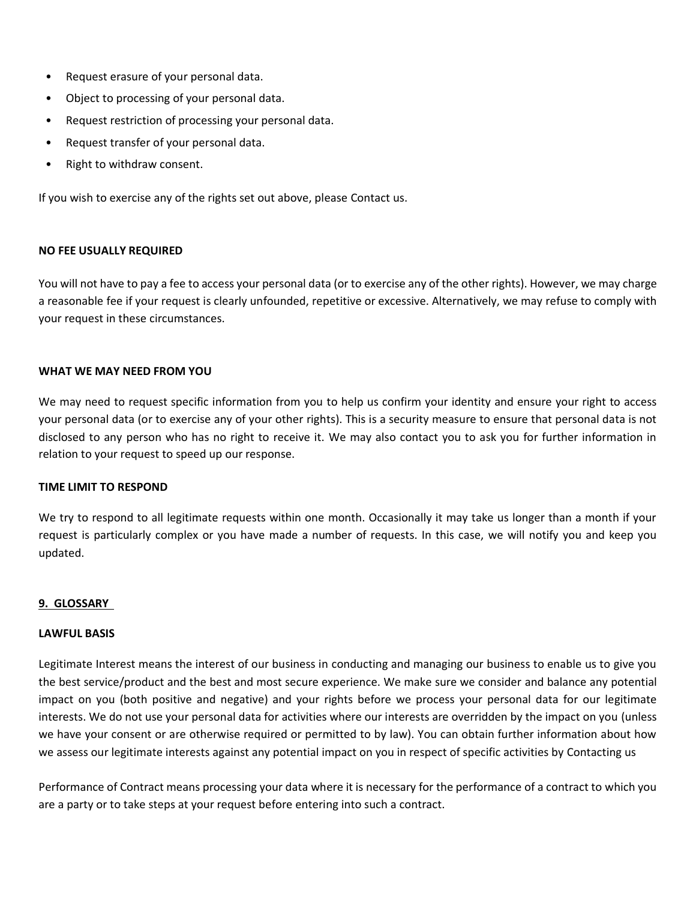- Request erasure of your personal data.
- Object to processing of your personal data.
- Request restriction of processing your personal data.
- Request transfer of your personal data.
- Right to withdraw consent.

If you wish to exercise any of the rights set out above, please Contact us.

**NO FEE USUALLY REQUIRED**

You will not have to pay a fee to access your personal data (or to exercise any of the other rights). However, we may charge a reasonable fee if your request is clearly unfounded, repetitive or excessive. Alternatively, we may refuse to comply with your request in these circumstances.

**WHAT WE MAY NEED FROM YOU**

We may need to request specific information from you to help us confirm your identity and ensure your right to access your personal data (or to exercise any of your other rights). This is a security measure to ensure that personal data is not disclosed to any person who has no right to receive it. We may also contact you to ask you for further information in relation to your request to speed up our response.

**TIME LIMIT TO RESPOND**

We try to respond to all legitimate requests within one month. Occasionally it may take us longer than a month if your request is particularly complex or you have made a number of requests. In this case, we will notify you and keep you updated.

## 9. GLOSSARY

**LAWFUL BASIS**

Legitimate Interest means the interest of our business in conducting and managing our business to enable us to give you the best service/product and the best and most secure experience. We make sure we consider and balance any potential impact on you (both positive and negative) and your rights before we process your personal data for our legitimate interests. We do not use your personal data for activities where our interests are overridden by the impact on you (unless we have your consent or are otherwise required or permitted to by law). You can obtain further information about how we assess our legitimate interests against any potential impact on you in respect of specific activities by Contacting us

Performance of Contract means processing your data where it is necessary for the performance of a contract to which you are a party or to take steps at your request before entering into such a contract.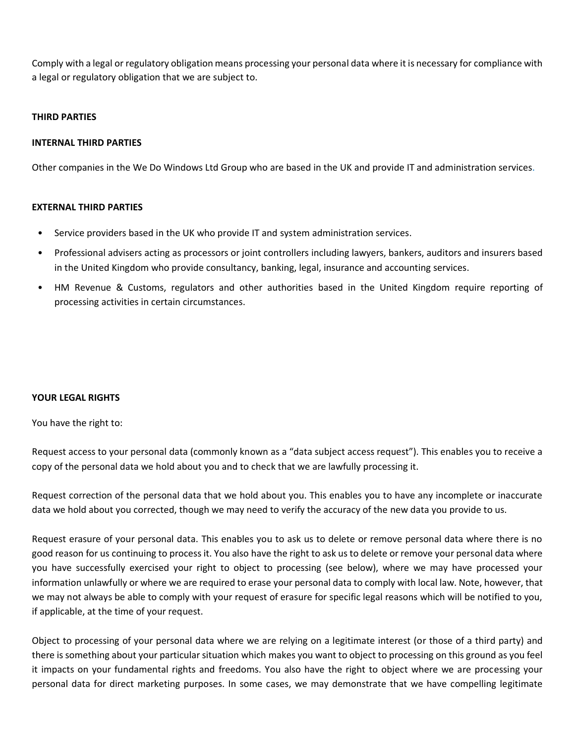Comply with a legal or regulatory obligation means processing your personal data where it is necessary for compliance with a legal or regulatory obligation that we are subject to.

**THIRD PARTIES**

**INTERNAL THIRD PARTIES**

Other companies in the We Do Windows Ltd Group who are based in the UK and provide IT and administration services.

**EXTERNAL THIRD PARTIES**

- Service providers based in the UK who provide IT and system administration services.
- Professional advisers acting as processors or joint controllers including lawyers, bankers, auditors and insurers based in the United Kingdom who provide consultancy, banking, legal, insurance and accounting services.
- HM Revenue & Customs, regulators and other authorities based in the United Kingdom require reporting of processing activities in certain circumstances.

**YOUR LEGAL RIGHTS**

You have the right to:

Request access to your personal data (commonly known as a "data subject access request"). This enables you to receive a copy of the personal data we hold about you and to check that we are lawfully processing it.

Request correction of the personal data that we hold about you. This enables you to have any incomplete or inaccurate data we hold about you corrected, though we may need to verify the accuracy of the new data you provide to us.

Request erasure of your personal data. This enables you to ask us to delete or remove personal data where there is no good reason for us continuing to process it. You also have the right to ask us to delete or remove your personal data where you have successfully exercised your right to object to processing (see below), where we may have processed your information unlawfully or where we are required to erase your personal data to comply with local law. Note, however, that we may not always be able to comply with your request of erasure for specific legal reasons which will be notified to you, if applicable, at the time of your request.

Object to processing of your personal data where we are relying on a legitimate interest (or those of a third party) and there is something about your particular situation which makes you want to object to processing on this ground as you feel it impacts on your fundamental rights and freedoms. You also have the right to object where we are processing your personal data for direct marketing purposes. In some cases, we may demonstrate that we have compelling legitimate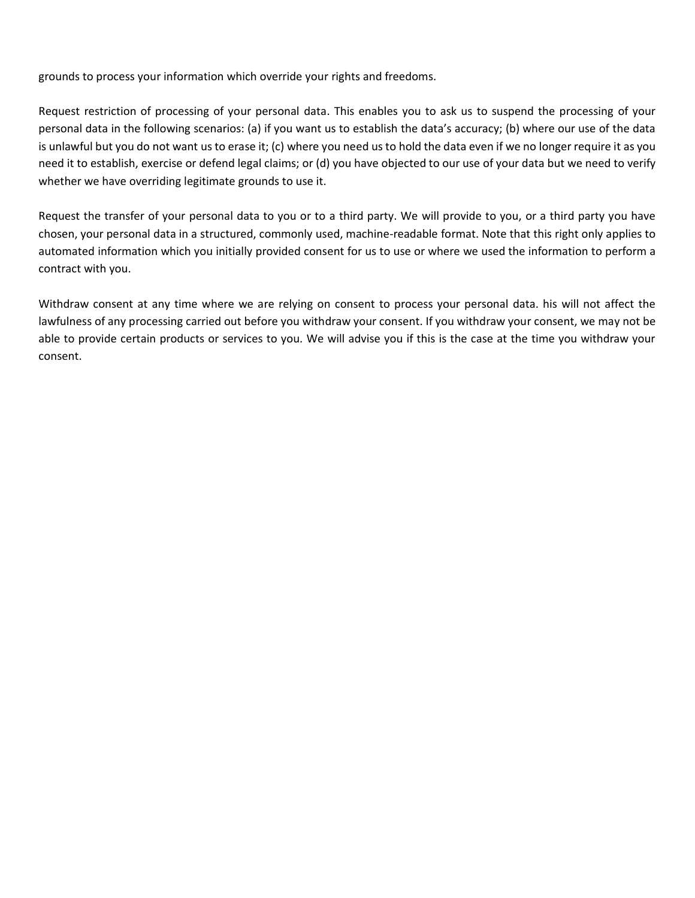grounds to process your information which override your rights and freedoms.

Request restriction of processing of your personal data. This enables you to ask us to suspend the processing of your personal data in the following scenarios: (a) if you want us to establish the data's accuracy; (b) where our use of the data is unlawful but you do not want us to erase it; (c) where you need us to hold the data even if we no longer require it as you need it to establish, exercise or defend legal claims; or (d) you have objected to our use of your data but we need to verify whether we have overriding legitimate grounds to use it.

Request the transfer of your personal data to you or to a third party. We will provide to you, or a third party you have chosen, your personal data in a structured, commonly used, machine-readable format. Note that this right only applies to automated information which you initially provided consent for us to use or where we used the information to perform a contract with you.

Withdraw consent at any time where we are relying on consent to process your personal data. his will not affect the lawfulness of any processing carried out before you withdraw your consent. If you withdraw your consent, we may not be able to provide certain products or services to you. We will advise you if this is the case at the time you withdraw your consent.